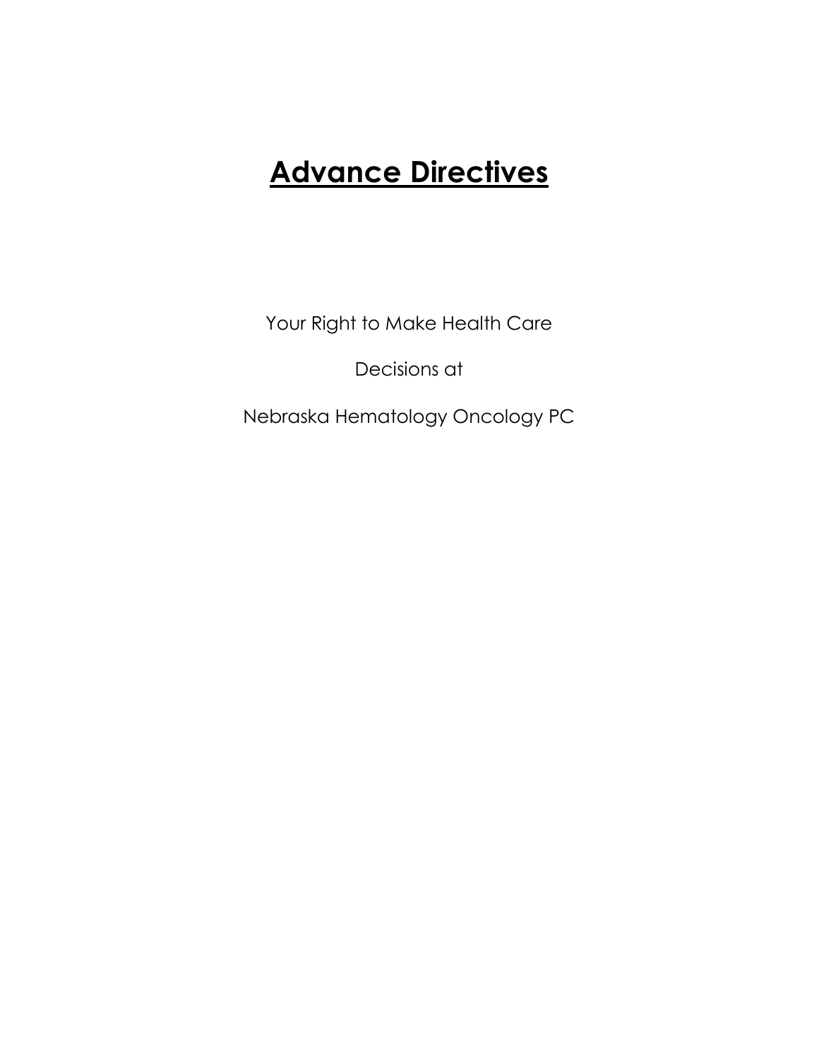# **Advance Directives**

Your Right to Make Health Care

Decisions at

Nebraska Hematology Oncology PC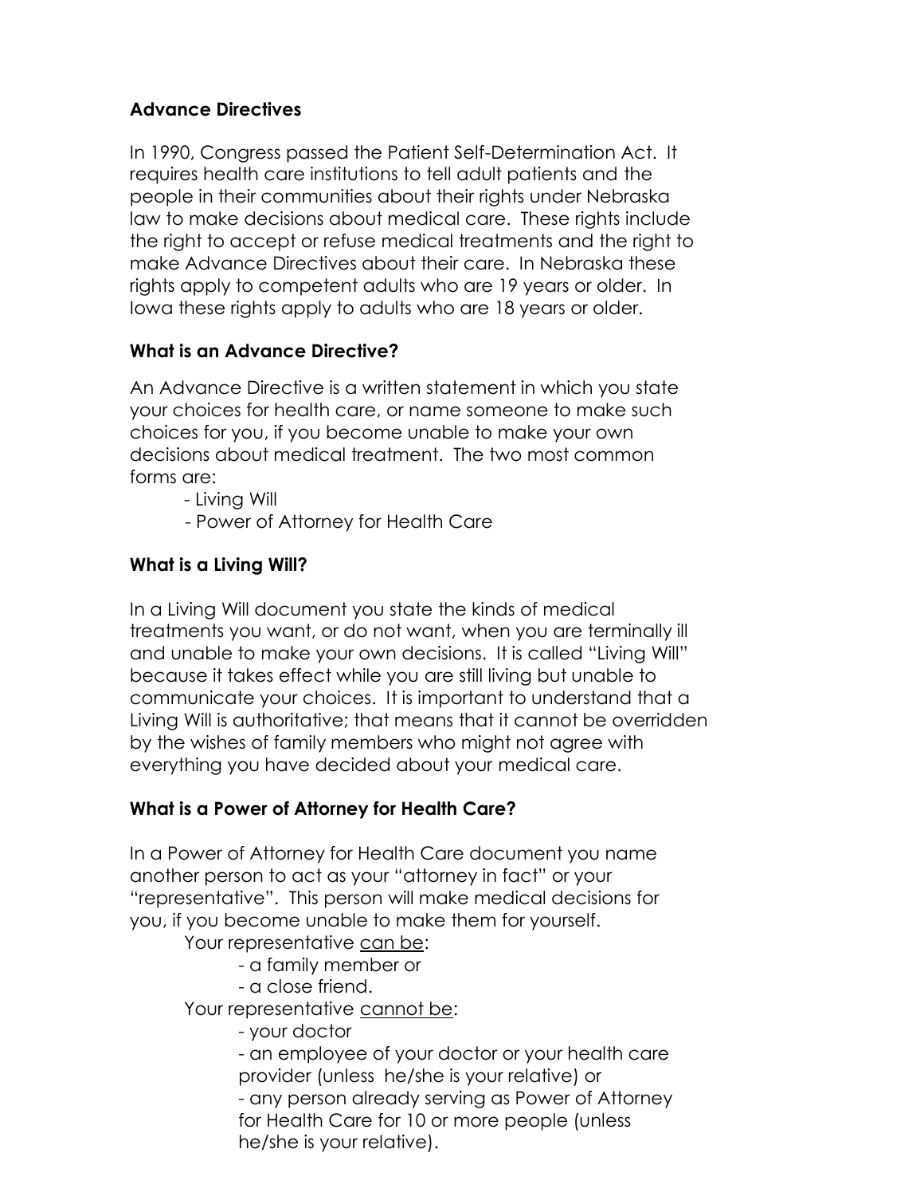**Advance Directives**

In 1990, Congress passed the Patient Self-Determination Act. It requires health care institutions to tell adult patients and the people in their communities about their rights under Nebraska law to make decisions about medical care. These rights include the right to accept or refuse medical treatments and the right to make Advance Directives about their care. In Nebraska these rights apply to competent adults who are 19 years or older. In Iowa these rights apply to adults who are 18 years or older.

**What is an Advance Directive?**

An Advance Directive is a written statement in which you state your choices for health care, or name someone to make such choices for you, if you become unable to make your own decisions about medical treatment. The two most common forms are:

- Living Will
- Power of Attorney for Health Care

**What is a Living Will?**

In a Living Will document you state the kinds of medical treatments you want, or do not want, when you are terminally ill and unable to make your own decisions. It is called "Living Will" because it takes effect while you are still living but unable to communicate your choices. It is important to understand that a Living Will is authoritative; that means that it cannot be overridden by the wishes of family members who might not agree with everything you have decided about your medical care.

**What is a Power of Attorney for Health Care?**

In a Power of Attorney for Health Care document you name another person to act as your "attorney in fact" or your "representative". This person will make medical decisions for you, if you become unable to make them for yourself.

Your representative <u>can be</u>:

- a family member or
- a close friend.

Your representative <u>cannot be</u>:

- your doctor
- an employee of your doctor or your health care provider (unless he/she is your relative) or
- any person already serving as Power of Attorney for Health Care for 10 or more people (unless he/she is your relative).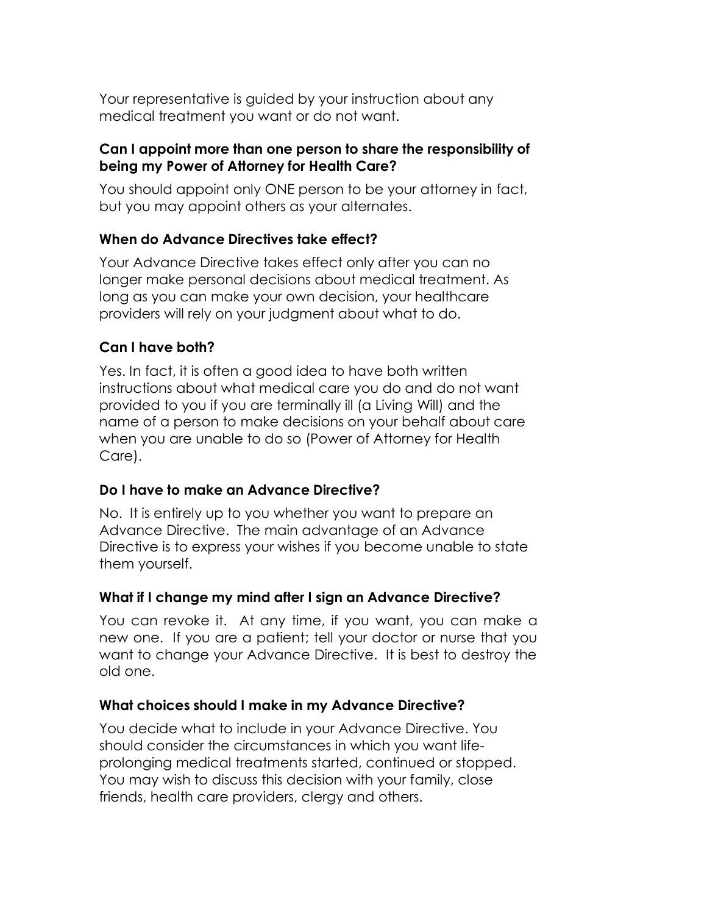Your representative is guided by your instruction about any medical treatment you want or do not want.

### Can I appoint more than one person to share the responsibility of being my Power of Attorney for Health Care?

You should appoint only ONE person to be your attorney in fact, but you may appoint others as your alternates.

### When do Advance Directives take effect?

Your Advance Directive takes effect only after you can no longer make personal decisions about medical treatment. As long as you can make your own decision, your healthcare providers will rely on your judgment about what to do.

### Can I have both?

Yes. In fact, it is often a good idea to have both written instructions about what medical care you do and do not want provided to you if you are terminally ill (a Living Will) and the name of a person to make decisions on your behalf about care when you are unable to do so (Power of Attorney for Health Care).

### Do I have to make an Advance Directive?

No. It is entirely up to you whether you want to prepare an Advance Directive. The main advantage of an Advance Directive is to express your wishes if you become unable to state them yourself.

### What if I change my mind after I sign an Advance Directive?

You can revoke it. At any time, if you want, you can make a new one. If you are a patient; tell your doctor or nurse that you want to change your Advance Directive. It is best to destroy the old one.

### What choices should I make in my Advance Directive?

You decide what to include in your Advance Directive. You should consider the circumstances in which you want life-prolonging medical treatments started, continued or stopped. You may wish to discuss this decision with your family, close friends, health care providers, clergy and others.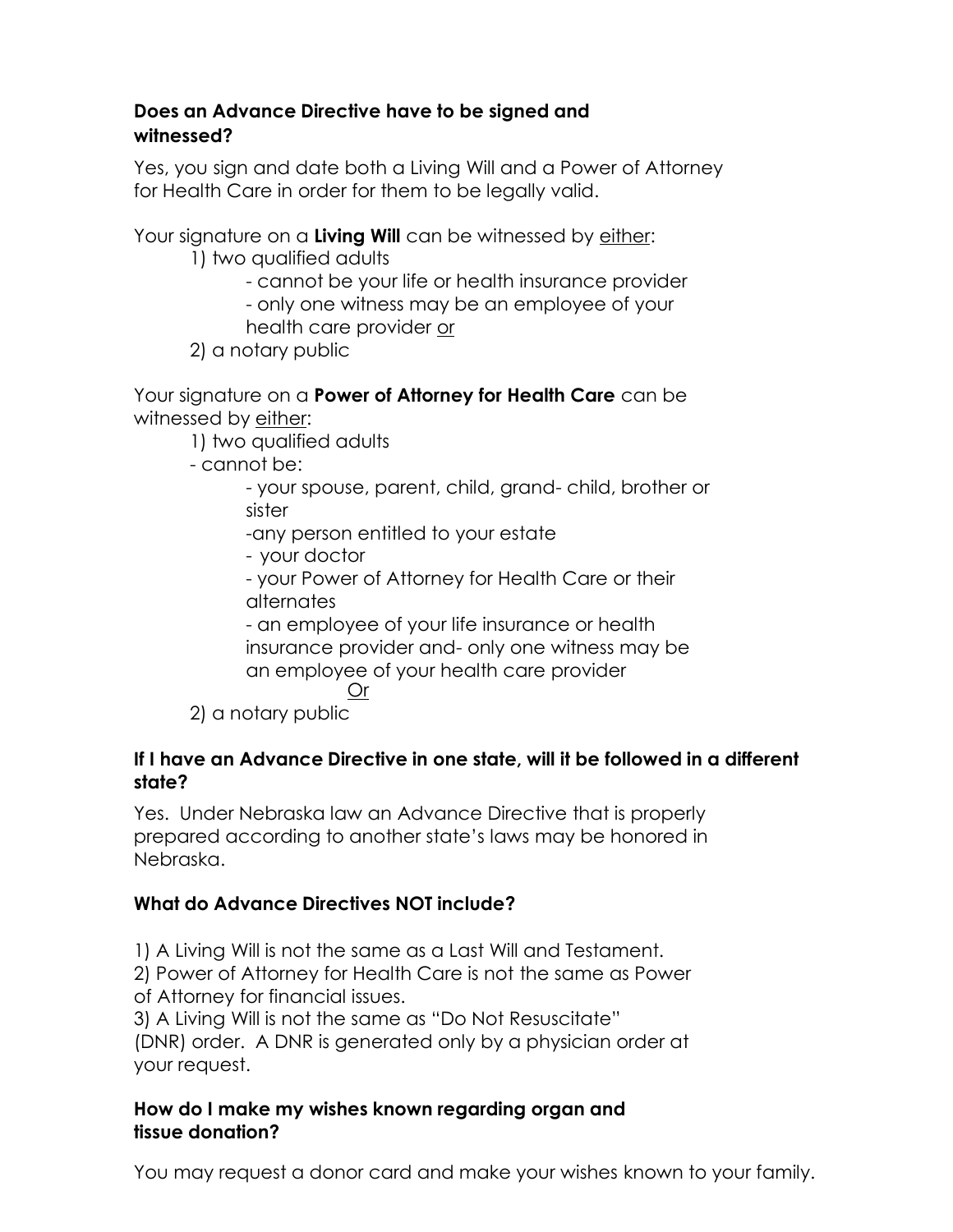### Does an Advance Directive have to be signed and witnessed?

Yes, you sign and date both a Living Will and a Power of Attorney for Health Care in order for them to be legally valid.

Your signature on a **Living Will** can be witnessed by <u>either</u>:

1) two qualified adults
   - cannot be your life or health insurance provider
   - only one witness may be an employee of your health care provider <u>or</u>
2) a notary public

Your signature on a **Power of Attorney for Health Care** can be witnessed by <u>either</u>:

1) two qualified adults
   - cannot be:
     - your spouse, parent, child, grand- child, brother or sister
     - any person entitled to your estate
     - your doctor
     - your Power of Attorney for Health Care or their alternates
     - an employee of your life insurance or health insurance provider and- only one witness may be an employee of your health care provider

   <u>Or</u>
2) a notary public

### If I have an Advance Directive in one state, will it be followed in a different state?

Yes. Under Nebraska law an Advance Directive that is properly prepared according to another state's laws may be honored in Nebraska.

### What do Advance Directives NOT include?

1) A Living Will is not the same as a Last Will and Testament.
2) Power of Attorney for Health Care is not the same as Power of Attorney for financial issues.
3) A Living Will is not the same as "Do Not Resuscitate" (DNR) order. A DNR is generated only by a physician order at your request.

### How do I make my wishes known regarding organ and tissue donation?

You may request a donor card and make your wishes known to your family.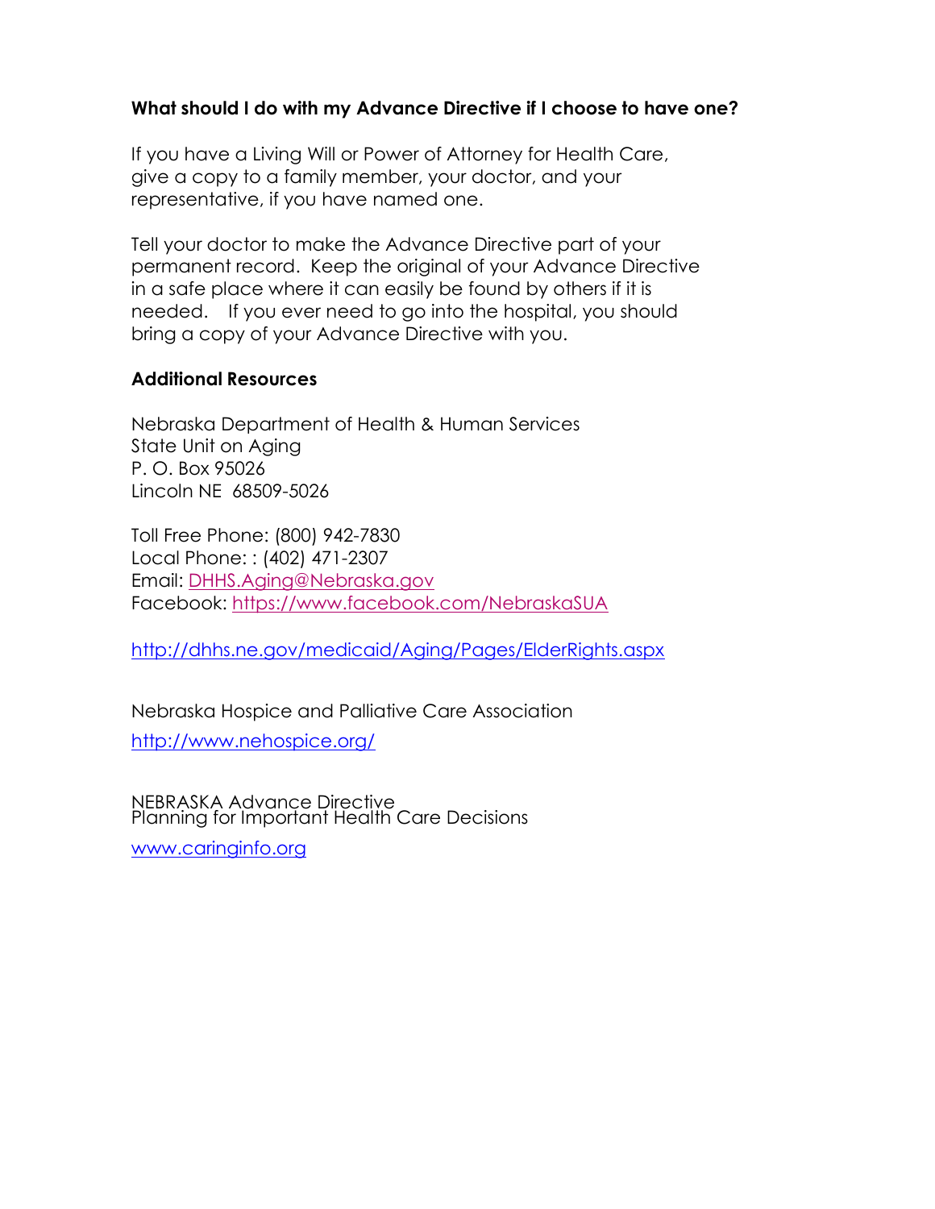**What should I do with my Advance Directive if I choose to have one?**

If you have a Living Will or Power of Attorney for Health Care, give a copy to a family member, your doctor, and your representative, if you have named one.

Tell your doctor to make the Advance Directive part of your permanent record. Keep the original of your Advance Directive in a safe place where it can easily be found by others if it is needed. If you ever need to go into the hospital, you should bring a copy of your Advance Directive with you.

**Additional Resources**

Nebraska Department of Health & Human Services
State Unit on Aging
P. O. Box 95026
Lincoln NE 68509-5026

Toll Free Phone: (800) 942-7830
Local Phone: : (402) 471-2307
Email: DHHS.Aging@Nebraska.gov
Facebook: https://www.facebook.com/NebraskaSUA

http://dhhs.ne.gov/medicaid/Aging/Pages/ElderRights.aspx

Nebraska Hospice and Palliative Care Association

http://www.nehospice.org/

NEBRASKA Advance Directive
Planning for Important Health Care Decisions

www.caringinfo.org